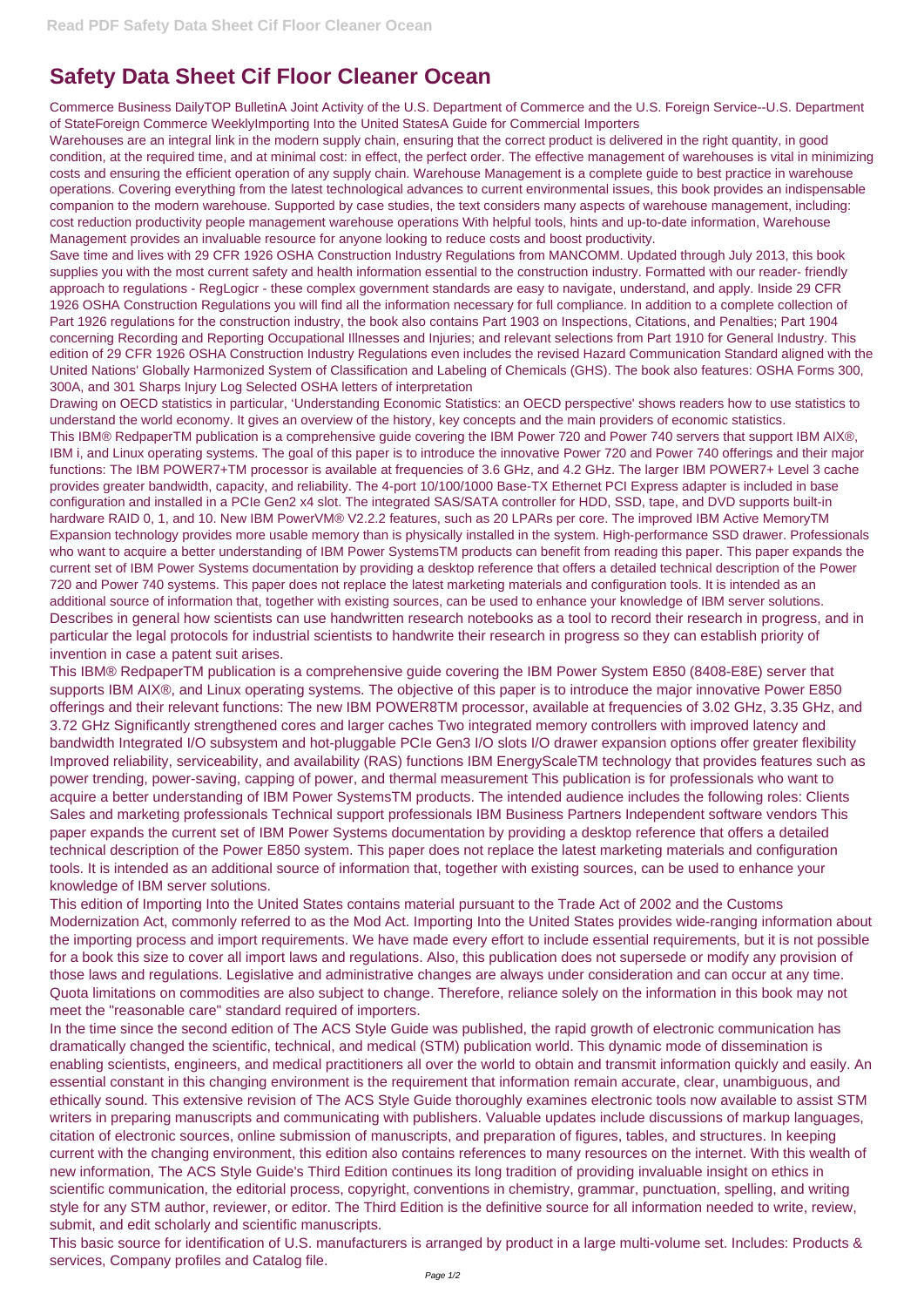# Safety Data Sheet Cif Floor Cleaner Ocean

Commerce Business DailyTOP BulletinA Joint Activity of the U.S. Department of Commerce and the U.S. Foreign Service--U.S. Department of StateForeign Commerce WeeklyImporting Into the United StatesA Guide for Commercial Importers

Warehouses are an integral link in the modern supply chain, ensuring that the correct product is delivered in the right quantity, in good condition, at the required time, and at minimal cost: in effect, the perfect order. The effective management of warehouses is vital in minimizing costs and ensuring the efficient operation of any supply chain. Warehouse Management is a complete guide to best practice in warehouse operations. Covering everything from the latest technological advances to current environmental issues, this book provides an indispensable companion to the modern warehouse. Supported by case studies, the text considers many aspects of warehouse management, including: cost reduction productivity people management warehouse operations With helpful tools, hints and up-to-date information, Warehouse Management provides an invaluable resource for anyone looking to reduce costs and boost productivity.

Save time and lives with 29 CFR 1926 OSHA Construction Industry Regulations from MANCOMM. Updated through July 2013, this book supplies you with the most current safety and health information essential to the construction industry. Formatted with our reader- friendly approach to regulations - RegLogicr - these complex government standards are easy to navigate, understand, and apply. Inside 29 CFR 1926 OSHA Construction Regulations you will find all the information necessary for full compliance. In addition to a complete collection of Part 1926 regulations for the construction industry, the book also contains Part 1903 on Inspections, Citations, and Penalties; Part 1904 concerning Recording and Reporting Occupational Illnesses and Injuries; and relevant selections from Part 1910 for General Industry. This edition of 29 CFR 1926 OSHA Construction Industry Regulations even includes the revised Hazard Communication Standard aligned with the United Nations' Globally Harmonized System of Classification and Labeling of Chemicals (GHS). The book also features: OSHA Forms 300, 300A, and 301 Sharps Injury Log Selected OSHA letters of interpretation

Drawing on OECD statistics in particular, 'Understanding Economic Statistics: an OECD perspective' shows readers how to use statistics to understand the world economy. It gives an overview of the history, key concepts and the main providers of economic statistics.

This IBM® RedpaperTM publication is a comprehensive guide covering the IBM Power 720 and Power 740 servers that support IBM AIX®, IBM i, and Linux operating systems. The goal of this paper is to introduce the innovative Power 720 and Power 740 offerings and their major functions: The IBM POWER7+TM processor is available at frequencies of 3.6 GHz, and 4.2 GHz. The larger IBM POWER7+ Level 3 cache provides greater bandwidth, capacity, and reliability. The 4-port 10/100/1000 Base-TX Ethernet PCI Express adapter is included in base configuration and installed in a PCIe Gen2 x4 slot. The integrated SAS/SATA controller for HDD, SSD, tape, and DVD supports built-in hardware RAID 0, 1, and 10. New IBM PowerVM® V2.2.2 features, such as 20 LPARs per core. The improved IBM Active MemoryTM Expansion technology provides more usable memory than is physically installed in the system. High-performance SSD drawer. Professionals who want to acquire a better understanding of IBM Power SystemsTM products can benefit from reading this paper. This paper expands the current set of IBM Power Systems documentation by providing a desktop reference that offers a detailed technical description of the Power 720 and Power 740 systems. This paper does not replace the latest marketing materials and configuration tools. It is intended as an additional source of information that, together with existing sources, can be used to enhance your knowledge of IBM server solutions.

Describes in general how scientists can use handwritten research notebooks as a tool to record their research in progress, and in particular the legal protocols for industrial scientists to handwrite their research in progress so they can establish priority of invention in case a patent suit arises.

This IBM® RedpaperTM publication is a comprehensive guide covering the IBM Power System E850 (8408-E8E) server that supports IBM AIX®, and Linux operating systems. The objective of this paper is to introduce the major innovative Power E850 offerings and their relevant functions: The new IBM POWER8TM processor, available at frequencies of 3.02 GHz, 3.35 GHz, and 3.72 GHz Significantly strengthened cores and larger caches Two integrated memory controllers with improved latency and bandwidth Integrated I/O subsystem and hot-pluggable PCIe Gen3 I/O slots I/O drawer expansion options offer greater flexibility Improved reliability, serviceability, and availability (RAS) functions IBM EnergyScaleTM technology that provides features such as power trending, power-saving, capping of power, and thermal measurement This publication is for professionals who want to acquire a better understanding of IBM Power SystemsTM products. The intended audience includes the following roles: Clients Sales and marketing professionals Technical support professionals IBM Business Partners Independent software vendors This paper expands the current set of IBM Power Systems documentation by providing a desktop reference that offers a detailed technical description of the Power E850 system. This paper does not replace the latest marketing materials and configuration tools. It is intended as an additional source of information that, together with existing sources, can be used to enhance your knowledge of IBM server solutions.

This edition of Importing Into the United States contains material pursuant to the Trade Act of 2002 and the Customs Modernization Act, commonly referred to as the Mod Act. Importing Into the United States provides wide-ranging information about the importing process and import requirements. We have made every effort to include essential requirements, but it is not possible for a book this size to cover all import laws and regulations. Also, this publication does not supersede or modify any provision of those laws and regulations. Legislative and administrative changes are always under consideration and can occur at any time. Quota limitations on commodities are also subject to change. Therefore, reliance solely on the information in this book may not meet the "reasonable care" standard required of importers.

In the time since the second edition of The ACS Style Guide was published, the rapid growth of electronic communication has dramatically changed the scientific, technical, and medical (STM) publication world. This dynamic mode of dissemination is enabling scientists, engineers, and medical practitioners all over the world to obtain and transmit information quickly and easily. An essential constant in this changing environment is the requirement that information remain accurate, clear, unambiguous, and ethically sound. This extensive revision of The ACS Style Guide thoroughly examines electronic tools now available to assist STM writers in preparing manuscripts and communicating with publishers. Valuable updates include discussions of markup languages, citation of electronic sources, online submission of manuscripts, and preparation of figures, tables, and structures. In keeping current with the changing environment, this edition also contains references to many resources on the internet. With this wealth of new information, The ACS Style Guide's Third Edition continues its long tradition of providing invaluable insight on ethics in scientific communication, the editorial process, copyright, conventions in chemistry, grammar, punctuation, spelling, and writing style for any STM author, reviewer, or editor. The Third Edition is the definitive source for all information needed to write, review, submit, and edit scholarly and scientific manuscripts.

This basic source for identification of U.S. manufacturers is arranged by product in a large multi-volume set. Includes: Products & services, Company profiles and Catalog file.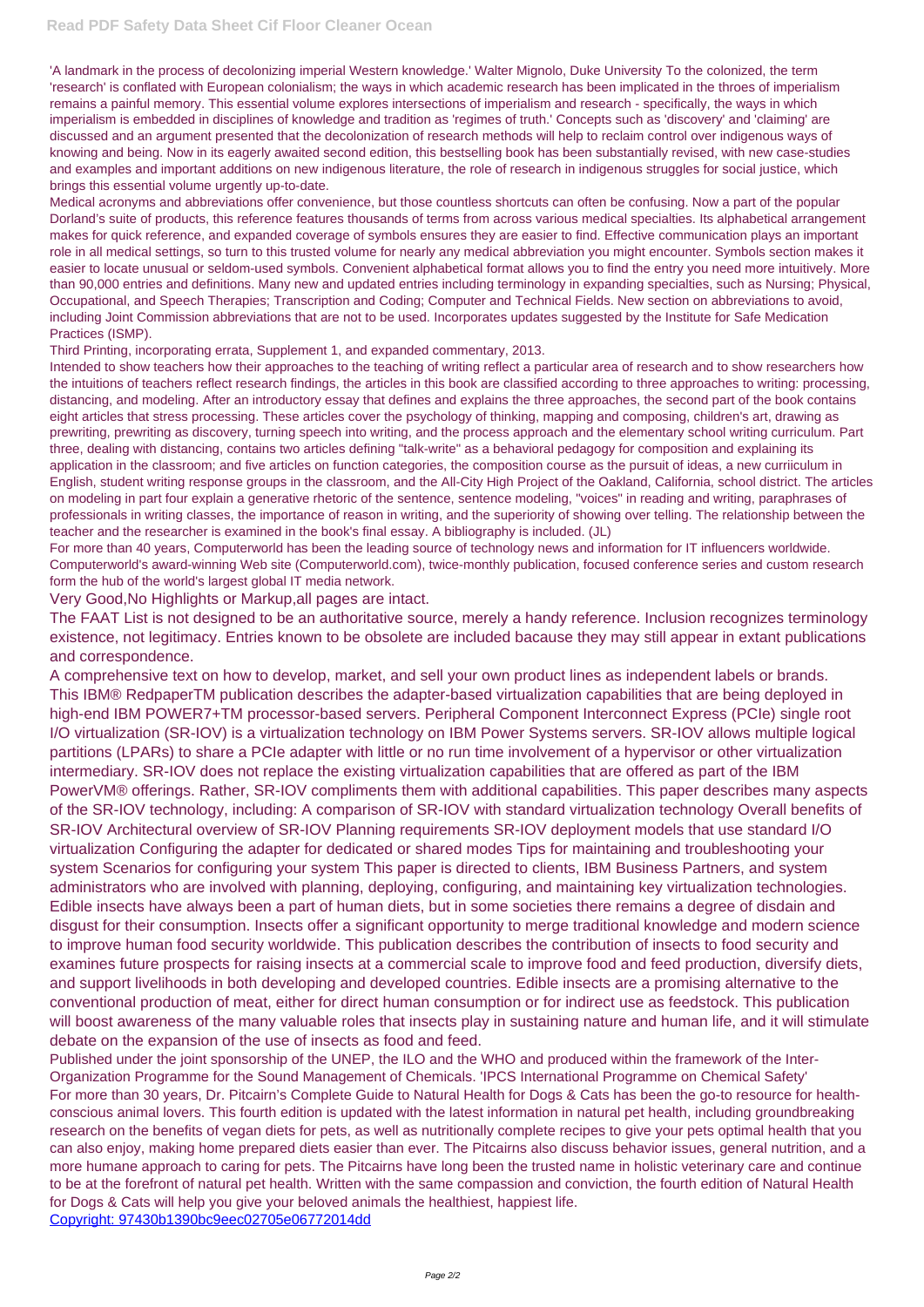'A landmark in the process of decolonizing imperial Western knowledge.' Walter Mignolo, Duke University To the colonized, the term 'research' is conflated with European colonialism; the ways in which academic research has been implicated in the throes of imperialism remains a painful memory. This essential volume explores intersections of imperialism and research - specifically, the ways in which imperialism is embedded in disciplines of knowledge and tradition as 'regimes of truth.' Concepts such as 'discovery' and 'claiming' are discussed and an argument presented that the decolonization of research methods will help to reclaim control over indigenous ways of knowing and being. Now in its eagerly awaited second edition, this bestselling book has been substantially revised, with new case-studies and examples and important additions on new indigenous literature, the role of research in indigenous struggles for social justice, which brings this essential volume urgently up-to-date.

Medical acronyms and abbreviations offer convenience, but those countless shortcuts can often be confusing. Now a part of the popular Dorland's suite of products, this reference features thousands of terms from across various medical specialties. Its alphabetical arrangement makes for quick reference, and expanded coverage of symbols ensures they are easier to find. Effective communication plays an important role in all medical settings, so turn to this trusted volume for nearly any medical abbreviation you might encounter. Symbols section makes it easier to locate unusual or seldom-used symbols. Convenient alphabetical format allows you to find the entry you need more intuitively. More than 90,000 entries and definitions. Many new and updated entries including terminology in expanding specialties, such as Nursing; Physical, Occupational, and Speech Therapies; Transcription and Coding; Computer and Technical Fields. New section on abbreviations to avoid, including Joint Commission abbreviations that are not to be used. Incorporates updates suggested by the Institute for Safe Medication Practices (ISMP).

Third Printing, incorporating errata, Supplement 1, and expanded commentary, 2013.

Intended to show teachers how their approaches to the teaching of writing reflect a particular area of research and to show researchers how the intuitions of teachers reflect research findings, the articles in this book are classified according to three approaches to writing: processing, distancing, and modeling. After an introductory essay that defines and explains the three approaches, the second part of the book contains eight articles that stress processing. These articles cover the psychology of thinking, mapping and composing, children's art, drawing as prewriting, prewriting as discovery, turning speech into writing, and the process approach and the elementary school writing curriculum. Part three, dealing with distancing, contains two articles defining "talk-write" as a behavioral pedagogy for composition and explaining its application in the classroom; and five articles on function categories, the composition course as the pursuit of ideas, a new curriiculum in English, student writing response groups in the classroom, and the All-City High Project of the Oakland, California, school district. The articles on modeling in part four explain a generative rhetoric of the sentence, sentence modeling, "voices" in reading and writing, paraphrases of professionals in writing classes, the importance of reason in writing, and the superiority of showing over telling. The relationship between the teacher and the researcher is examined in the book's final essay. A bibliography is included. (JL)

For more than 40 years, Computerworld has been the leading source of technology news and information for IT influencers worldwide. Computerworld's award-winning Web site (Computerworld.com), twice-monthly publication, focused conference series and custom research form the hub of the world's largest global IT media network.

Very Good,No Highlights or Markup,all pages are intact.

The FAAT List is not designed to be an authoritative source, merely a handy reference. Inclusion recognizes terminology existence, not legitimacy. Entries known to be obsolete are included bacause they may still appear in extant publications and correspondence.

A comprehensive text on how to develop, market, and sell your own product lines as independent labels or brands.

This IBM® RedpaperTM publication describes the adapter-based virtualization capabilities that are being deployed in high-end IBM POWER7+TM processor-based servers. Peripheral Component Interconnect Express (PCIe) single root I/O virtualization (SR-IOV) is a virtualization technology on IBM Power Systems servers. SR-IOV allows multiple logical partitions (LPARs) to share a PCIe adapter with little or no run time involvement of a hypervisor or other virtualization intermediary. SR-IOV does not replace the existing virtualization capabilities that are offered as part of the IBM PowerVM® offerings. Rather, SR-IOV compliments them with additional capabilities. This paper describes many aspects of the SR-IOV technology, including: A comparison of SR-IOV with standard virtualization technology Overall benefits of SR-IOV Architectural overview of SR-IOV Planning requirements SR-IOV deployment models that use standard I/O virtualization Configuring the adapter for dedicated or shared modes Tips for maintaining and troubleshooting your system Scenarios for configuring your system This paper is directed to clients, IBM Business Partners, and system administrators who are involved with planning, deploying, configuring, and maintaining key virtualization technologies.

Edible insects have always been a part of human diets, but in some societies there remains a degree of disdain and disgust for their consumption. Insects offer a significant opportunity to merge traditional knowledge and modern science to improve human food security worldwide. This publication describes the contribution of insects to food security and examines future prospects for raising insects at a commercial scale to improve food and feed production, diversify diets, and support livelihoods in both developing and developed countries. Edible insects are a promising alternative to the conventional production of meat, either for direct human consumption or for indirect use as feedstock. This publication will boost awareness of the many valuable roles that insects play in sustaining nature and human life, and it will stimulate debate on the expansion of the use of insects as food and feed.

Published under the joint sponsorship of the UNEP, the ILO and the WHO and produced within the framework of the Inter-Organization Programme for the Sound Management of Chemicals. 'IPCS International Programme on Chemical Safety'

For more than 30 years, Dr. Pitcairn's Complete Guide to Natural Health for Dogs & Cats has been the go-to resource for health-conscious animal lovers. This fourth edition is updated with the latest information in natural pet health, including groundbreaking research on the benefits of vegan diets for pets, as well as nutritionally complete recipes to give your pets optimal health that you can also enjoy, making home prepared diets easier than ever. The Pitcairns also discuss behavior issues, general nutrition, and a more humane approach to caring for pets. The Pitcairns have long been the trusted name in holistic veterinary care and continue to be at the forefront of natural pet health. Written with the same compassion and conviction, the fourth edition of Natural Health for Dogs & Cats will help you give your beloved animals the healthiest, happiest life.

Copyright: 97430b1390bc9eec02705e06772014dd